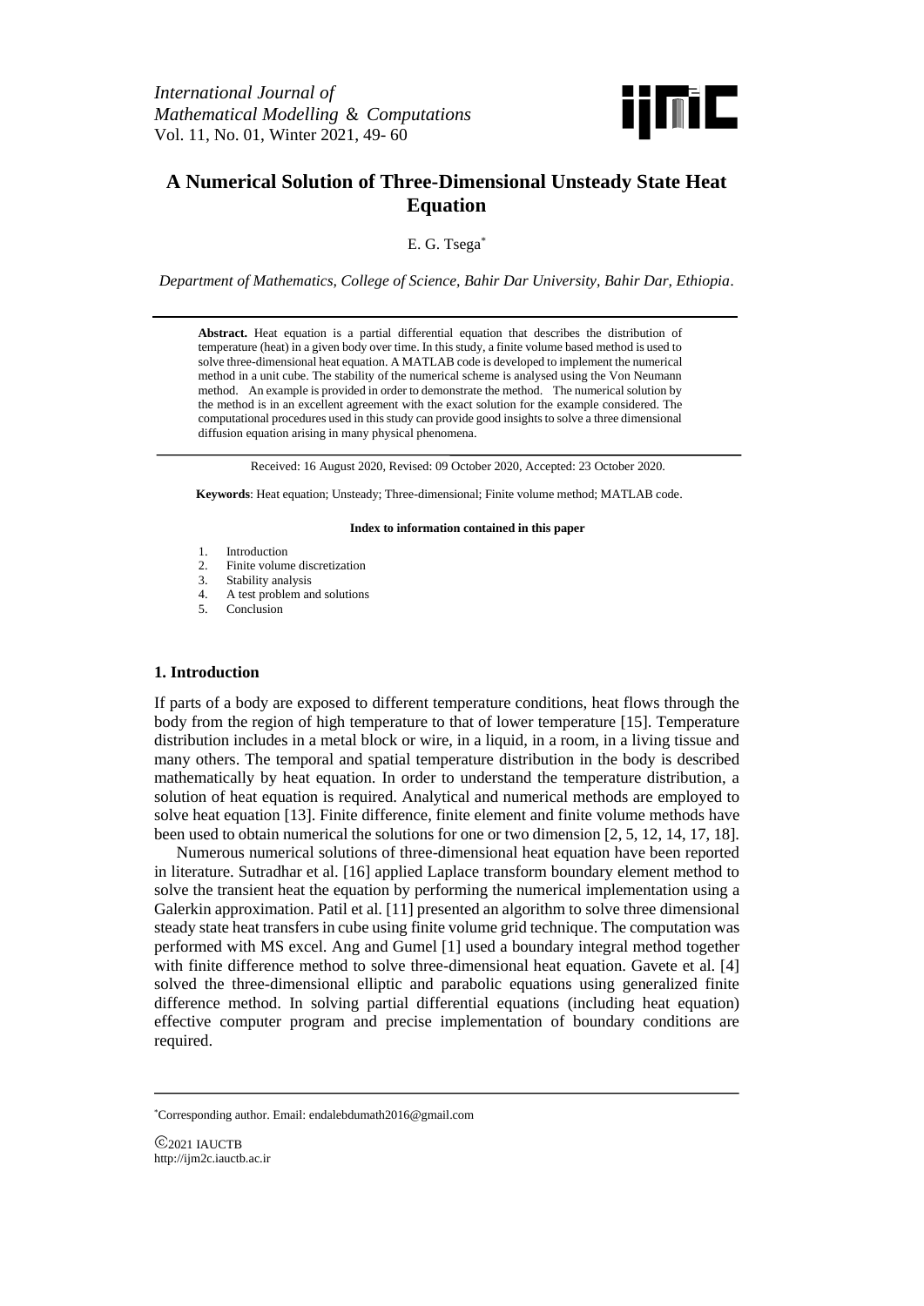*International Journal of Mathematical Modelling & Computations*
Vol. 11, No. 01, Winter 2021, 49- 60

# A Numerical Solution of Three-Dimensional Unsteady State Heat Equation

E. G. Tsega*

*Department of Mathematics, College of Science, Bahir Dar University, Bahir Dar, Ethiopia.*

---

**Abstract.** Heat equation is a partial differential equation that describes the distribution of temperature (heat) in a given body over time. In this study, a finite volume based method is used to solve three-dimensional heat equation. A MATLAB code is developed to implement the numerical method in a unit cube. The stability of the numerical scheme is analysed using the Von Neumann method. An example is provided in order to demonstrate the method. The numerical solution by the method is in an excellent agreement with the exact solution for the example considered. The computational procedures used in this study can provide good insights to solve a three dimensional diffusion equation arising in many physical phenomena.

---

Received: 16 August 2020, Revised: 09 October 2020, Accepted: 23 October 2020.

**Keywords**: Heat equation; Unsteady; Three-dimensional; Finite volume method; MATLAB code.

**Index to information contained in this paper**

1. Introduction
2. Finite volume discretization
3. Stability analysis
4. A test problem and solutions
5. Conclusion

## 1. Introduction

If parts of a body are exposed to different temperature conditions, heat flows through the body from the region of high temperature to that of lower temperature [15]. Temperature distribution includes in a metal block or wire, in a liquid, in a room, in a living tissue and many others. The temporal and spatial temperature distribution in the body is described mathematically by heat equation. In order to understand the temperature distribution, a solution of heat equation is required. Analytical and numerical methods are employed to solve heat equation [13]. Finite difference, finite element and finite volume methods have been used to obtain numerical the solutions for one or two dimension [2, 5, 12, 14, 17, 18].

Numerous numerical solutions of three-dimensional heat equation have been reported in literature. Sutradhar et al. [16] applied Laplace transform boundary element method to solve the transient heat the equation by performing the numerical implementation using a Galerkin approximation. Patil et al. [11] presented an algorithm to solve three dimensional steady state heat transfers in cube using finite volume grid technique. The computation was performed with MS excel. Ang and Gumel [1] used a boundary integral method together with finite difference method to solve three-dimensional heat equation. Gavete et al. [4] solved the three-dimensional elliptic and parabolic equations using generalized finite difference method. In solving partial differential equations (including heat equation) effective computer program and precise implementation of boundary conditions are required.

---

*Corresponding author. Email: endalebdumath2016@gmail.com

©2021 IAUCTB
http://ijm2c.iauctb.ac.ir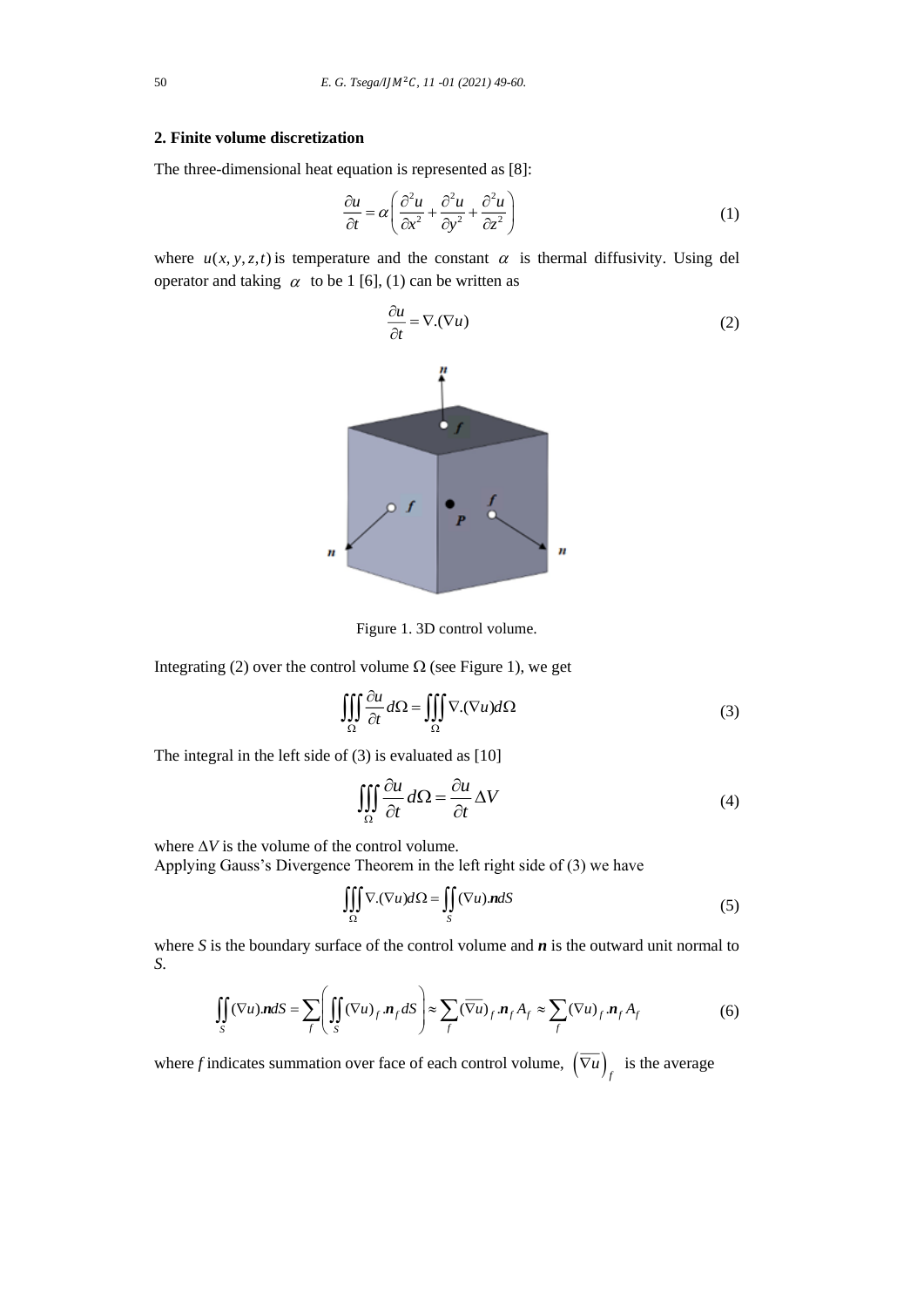## 2. Finite volume discretization

The three-dimensional heat equation is represented as [8]:

$$\frac{\partial u}{\partial t} = \alpha\left(\frac{\partial^2 u}{\partial x^2} + \frac{\partial^2 u}{\partial y^2} + \frac{\partial^2 u}{\partial z^2}\right) \tag{1}$$

where $u(x, y, z, t)$ is temperature and the constant $\alpha$ is thermal diffusivity. Using del operator and taking $\alpha$ to be 1 [6], (1) can be written as

$$\frac{\partial u}{\partial t} = \nabla.(\nabla u) \tag{2}$$

Figure 1. 3D control volume.

Integrating (2) over the control volume $\Omega$ (see Figure 1), we get

$$\iiint_{\Omega} \frac{\partial u}{\partial t} d\Omega = \iiint_{\Omega} \nabla.(\nabla u) d\Omega \tag{3}$$

The integral in the left side of (3) is evaluated as [10]

$$\iiint_{\Omega} \frac{\partial u}{\partial t} d\Omega = \frac{\partial u}{\partial t} \Delta V \tag{4}$$

where $\Delta V$ is the volume of the control volume.
Applying Gauss's Divergence Theorem in the left right side of (3) we have

$$\iiint_{\Omega} \nabla.(\nabla u) d\Omega = \iint_{S} (\nabla u).\boldsymbol{n} dS \tag{5}$$

where $S$ is the boundary surface of the control volume and $\boldsymbol{n}$ is the outward unit normal to $S$.

$$\iint_{S} (\nabla u).\boldsymbol{n} dS = \sum_{f}\left(\iint_{S} (\nabla u)_f .\boldsymbol{n}_f dS\right) \approx \sum_{f} (\overline{\nabla u})_f .\boldsymbol{n}_f A_f \approx \sum_{f} (\nabla u)_f .\boldsymbol{n}_f A_f \tag{6}$$

where $f$ indicates summation over face of each control volume, $\left(\overline{\nabla u}\right)_f$ is the average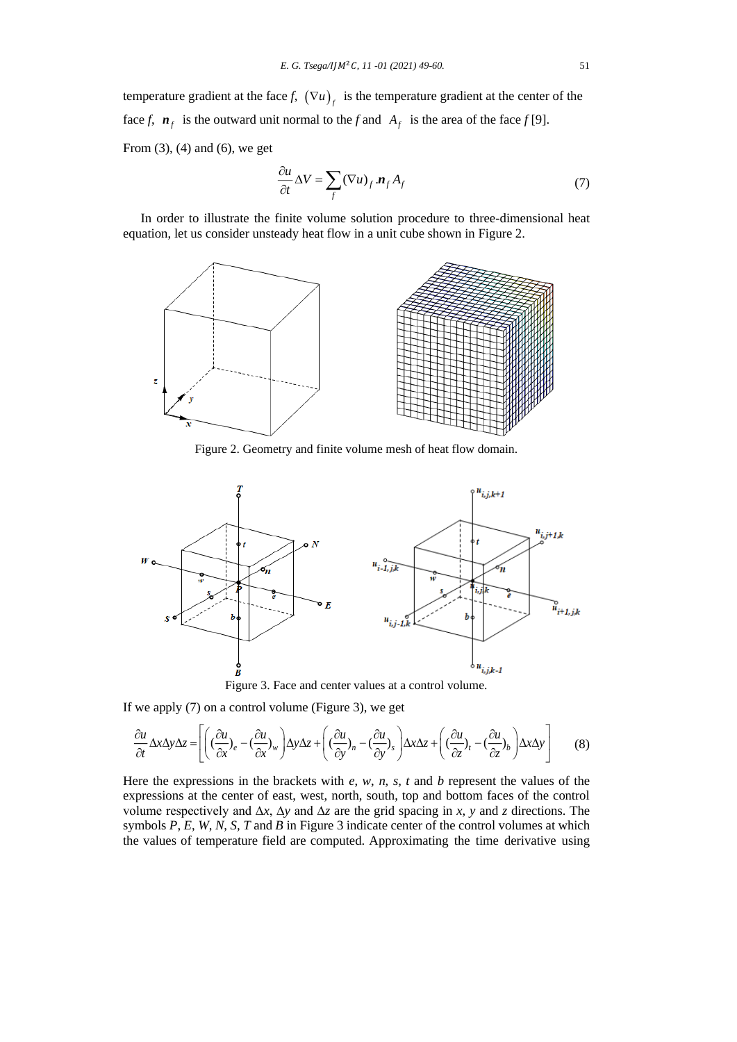temperature gradient at the face $f$, $(\nabla u)_f$ is the temperature gradient at the center of the face $f$, $\boldsymbol{n}_f$ is the outward unit normal to the $f$ and $A_f$ is the area of the face $f$ [9].

From (3), (4) and (6), we get

$$\frac{\partial u}{\partial t}\Delta V = \sum_f (\nabla u)_f . \boldsymbol{n}_f A_f \tag{7}$$

In order to illustrate the finite volume solution procedure to three-dimensional heat equation, let us consider unsteady heat flow in a unit cube shown in Figure 2.

Figure 2. Geometry and finite volume mesh of heat flow domain.

Figure 3. Face and center values at a control volume.

If we apply (7) on a control volume (Figure 3), we get

$$\frac{\partial u}{\partial t}\Delta x \Delta y \Delta z = \left[ \left( (\frac{\partial u}{\partial x})_e - (\frac{\partial u}{\partial x})_w \right) \Delta y \Delta z + \left( (\frac{\partial u}{\partial y})_n - (\frac{\partial u}{\partial y})_s \right) \Delta x \Delta z + \left( (\frac{\partial u}{\partial z})_t - (\frac{\partial u}{\partial z})_b \right) \Delta x \Delta y \right] \tag{8}$$

Here the expressions in the brackets with $e$, $w$, $n$, $s$, $t$ and $b$ represent the values of the expressions at the center of east, west, north, south, top and bottom faces of the control volume respectively and $\Delta x$, $\Delta y$ and $\Delta z$ are the grid spacing in $x$, $y$ and $z$ directions. The symbols $P$, $E$, $W$, $N$, $S$, $T$ and $B$ in Figure 3 indicate center of the control volumes at which the values of temperature field are computed. Approximating the time derivative using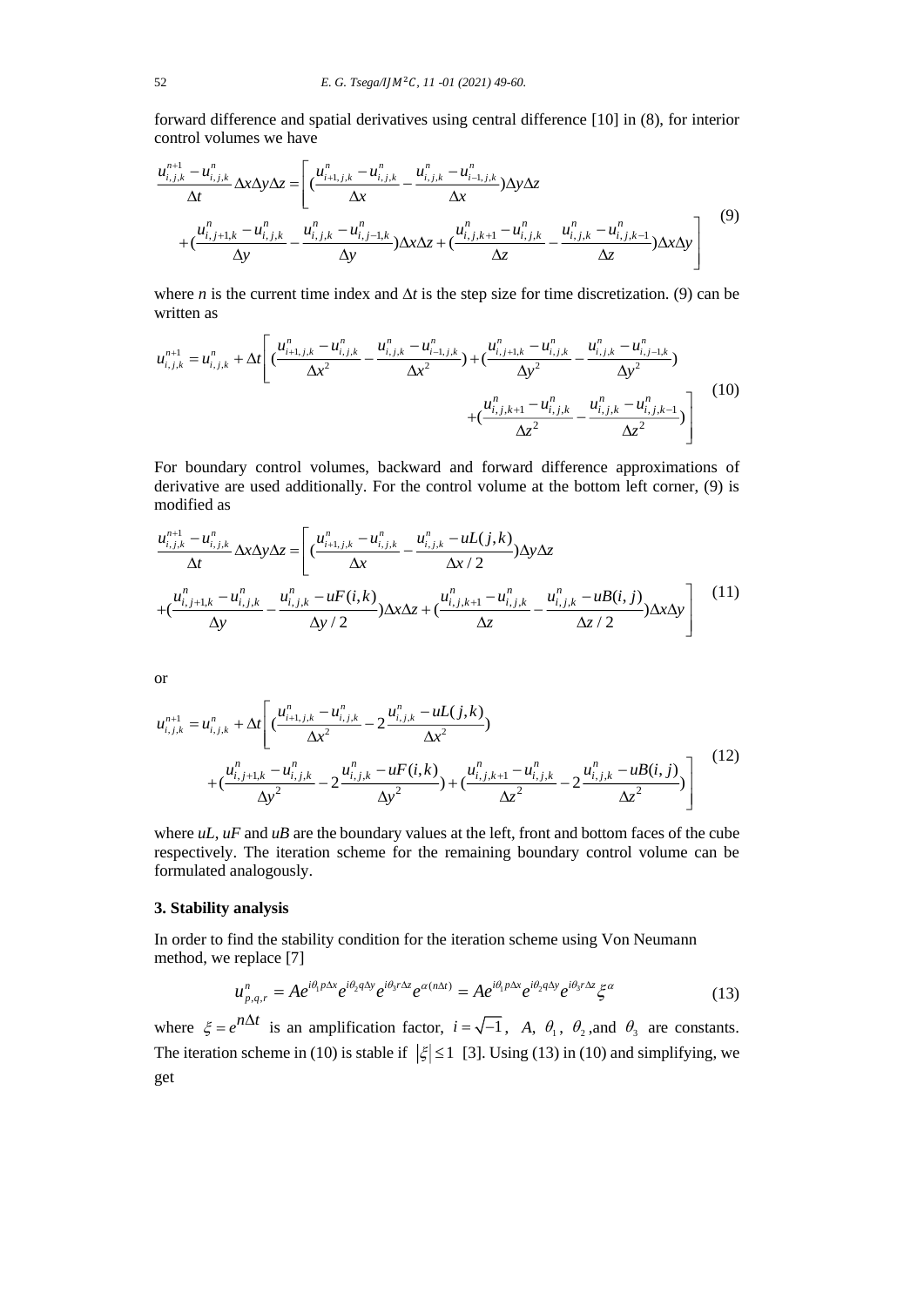forward difference and spatial derivatives using central difference [10] in (8), for interior control volumes we have

$$\frac{u_{i,j,k}^{n+1}-u_{i,j,k}^{n}}{\Delta t}\Delta x\Delta y\Delta z=\left[(\frac{u_{i+1,j,k}^{n}-u_{i,j,k}^{n}}{\Delta x}-\frac{u_{i,j,k}^{n}-u_{i-1,j,k}^{n}}{\Delta x})\Delta y\Delta z\right.$$
$$\left.+(\frac{u_{i,j+1,k}^{n}-u_{i,j,k}^{n}}{\Delta y}-\frac{u_{i,j,k}^{n}-u_{i,j-1,k}^{n}}{\Delta y})\Delta x\Delta z+(\frac{u_{i,j,k+1}^{n}-u_{i,j,k}^{n}}{\Delta z}-\frac{u_{i,j,k}^{n}-u_{i,j,k-1}^{n}}{\Delta z})\Delta x\Delta y\right] \tag{9}$$

where *n* is the current time index and $\Delta t$ is the step size for time discretization. (9) can be written as

$$u_{i,j,k}^{n+1}=u_{i,j,k}^{n}+\Delta t\left[(\frac{u_{i+1,j,k}^{n}-u_{i,j,k}^{n}}{\Delta x^{2}}-\frac{u_{i,j,k}^{n}-u_{i-1,j,k}^{n}}{\Delta x^{2}})+(\frac{u_{i,j+1,k}^{n}-u_{i,j,k}^{n}}{\Delta y^{2}}-\frac{u_{i,j,k}^{n}-u_{i,j-1,k}^{n}}{\Delta y^{2}})\right.$$
$$\left.+(\frac{u_{i,j,k+1}^{n}-u_{i,j,k}^{n}}{\Delta z^{2}}-\frac{u_{i,j,k}^{n}-u_{i,j,k-1}^{n}}{\Delta z^{2}})\right] \tag{10}$$

For boundary control volumes, backward and forward difference approximations of derivative are used additionally. For the control volume at the bottom left corner, (9) is modified as

$$\frac{u_{i,j,k}^{n+1}-u_{i,j,k}^{n}}{\Delta t}\Delta x\Delta y\Delta z=\left[(\frac{u_{i+1,j,k}^{n}-u_{i,j,k}^{n}}{\Delta x}-\frac{u_{i,j,k}^{n}-uL(j,k)}{\Delta x/2})\Delta y\Delta z\right.$$
$$\left.+(\frac{u_{i,j+1,k}^{n}-u_{i,j,k}^{n}}{\Delta y}-\frac{u_{i,j,k}^{n}-uF(i,k)}{\Delta y/2})\Delta x\Delta z+(\frac{u_{i,j,k+1}^{n}-u_{i,j,k}^{n}}{\Delta z}-\frac{u_{i,j,k}^{n}-uB(i,j)}{\Delta z/2})\Delta x\Delta y\right] \tag{11}$$

or

$$u_{i,j,k}^{n+1}=u_{i,j,k}^{n}+\Delta t\left[(\frac{u_{i+1,j,k}^{n}-u_{i,j,k}^{n}}{\Delta x^{2}}-2\frac{u_{i,j,k}^{n}-uL(j,k)}{\Delta x^{2}})\right.$$
$$\left.+(\frac{u_{i,j+1,k}^{n}-u_{i,j,k}^{n}}{\Delta y^{2}}-2\frac{u_{i,j,k}^{n}-uF(i,k)}{\Delta y^{2}})+(\frac{u_{i,j,k+1}^{n}-u_{i,j,k}^{n}}{\Delta z^{2}}-2\frac{u_{i,j,k}^{n}-uB(i,j)}{\Delta z^{2}})\right] \tag{12}$$

where *uL*, *uF* and *uB* are the boundary values at the left, front and bottom faces of the cube respectively. The iteration scheme for the remaining boundary control volume can be formulated analogously.

## 3. Stability analysis

In order to find the stability condition for the iteration scheme using Von Neumann method, we replace [7]

$$u_{p,q,r}^{n}=Ae^{i\theta_1 p\Delta x}e^{i\theta_2 q\Delta y}e^{i\theta_3 r\Delta z}e^{\alpha(n\Delta t)}=Ae^{i\theta_1 p\Delta x}e^{i\theta_2 q\Delta y}e^{i\theta_3 r\Delta z}\xi^{\alpha} \tag{13}$$

where $\xi=e^{n\Delta t}$ is an amplification factor, $i=\sqrt{-1}$, $A$, $\theta_1$, $\theta_2$, and $\theta_3$ are constants. The iteration scheme in (10) is stable if $|\xi|\le 1$ [3]. Using (13) in (10) and simplifying, we get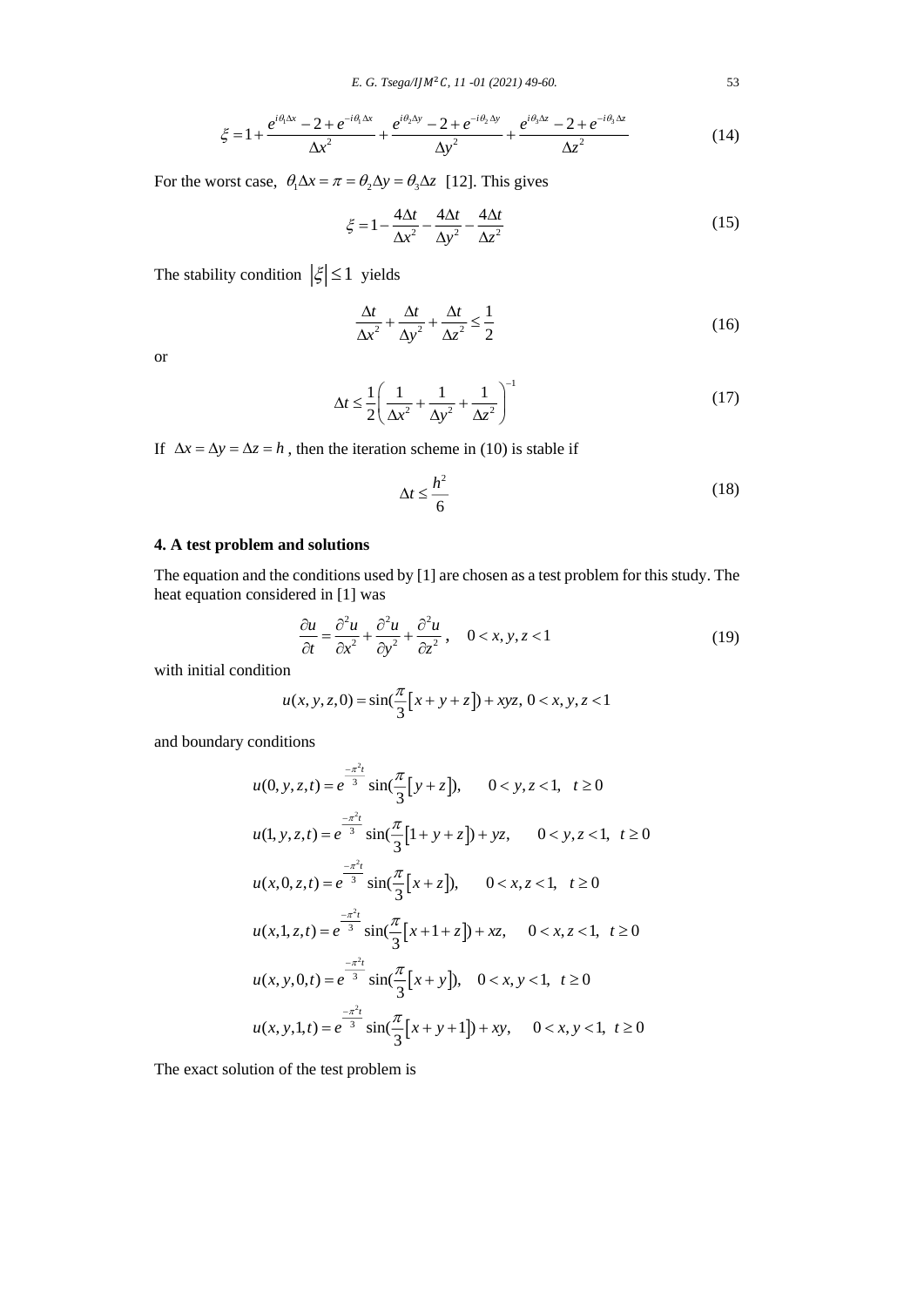$$\xi = 1 + \frac{e^{i\theta_1 \Delta x} - 2 + e^{-i\theta_1 \Delta x}}{\Delta x^2} + \frac{e^{i\theta_2 \Delta y} - 2 + e^{-i\theta_2 \Delta y}}{\Delta y^2} + \frac{e^{i\theta_3 \Delta z} - 2 + e^{-i\theta_3 \Delta z}}{\Delta z^2} \tag{14}$$

For the worst case, $\theta_1 \Delta x = \pi = \theta_2 \Delta y = \theta_3 \Delta z$ [12]. This gives

$$\xi = 1 - \frac{4\Delta t}{\Delta x^2} - \frac{4\Delta t}{\Delta y^2} - \frac{4\Delta t}{\Delta z^2} \tag{15}$$

The stability condition $|\xi| \leq 1$ yields

$$\frac{\Delta t}{\Delta x^2} + \frac{\Delta t}{\Delta y^2} + \frac{\Delta t}{\Delta z^2} \leq \frac{1}{2} \tag{16}$$

or

$$\Delta t \leq \frac{1}{2}\left(\frac{1}{\Delta x^2} + \frac{1}{\Delta y^2} + \frac{1}{\Delta z^2}\right)^{-1} \tag{17}$$

If $\Delta x = \Delta y = \Delta z = h$, then the iteration scheme in (10) is stable if

$$\Delta t \leq \frac{h^2}{6} \tag{18}$$

## 4. A test problem and solutions

The equation and the conditions used by [1] are chosen as a test problem for this study. The heat equation considered in [1] was

$$\frac{\partial u}{\partial t} = \frac{\partial^2 u}{\partial x^2} + \frac{\partial^2 u}{\partial y^2} + \frac{\partial^2 u}{\partial z^2}, \quad 0 < x, y, z < 1 \tag{19}$$

with initial condition

$$u(x, y, z, 0) = \sin(\frac{\pi}{3}[x + y + z]) + xyz, \; 0 < x, y, z < 1$$

and boundary conditions

$$u(0, y, z, t) = e^{\frac{-\pi^2 t}{3}} \sin(\frac{\pi}{3}[y + z]), \qquad 0 < y, z < 1, \quad t \geq 0$$

$$u(1, y, z, t) = e^{\frac{-\pi^2 t}{3}} \sin(\frac{\pi}{3}[1 + y + z]) + yz, \qquad 0 < y, z < 1, \quad t \geq 0$$

$$u(x, 0, z, t) = e^{\frac{-\pi^2 t}{3}} \sin(\frac{\pi}{3}[x + z]), \qquad 0 < x, z < 1, \quad t \geq 0$$

$$u(x, 1, z, t) = e^{\frac{-\pi^2 t}{3}} \sin(\frac{\pi}{3}[x + 1 + z]) + xz, \qquad 0 < x, z < 1, \quad t \geq 0$$

$$u(x, y, 0, t) = e^{\frac{-\pi^2 t}{3}} \sin(\frac{\pi}{3}[x + y]), \quad 0 < x, y < 1, \quad t \geq 0$$

$$u(x, y, 1, t) = e^{\frac{-\pi^2 t}{3}} \sin(\frac{\pi}{3}[x + y + 1]) + xy, \quad 0 < x, y < 1, \quad t \geq 0$$

The exact solution of the test problem is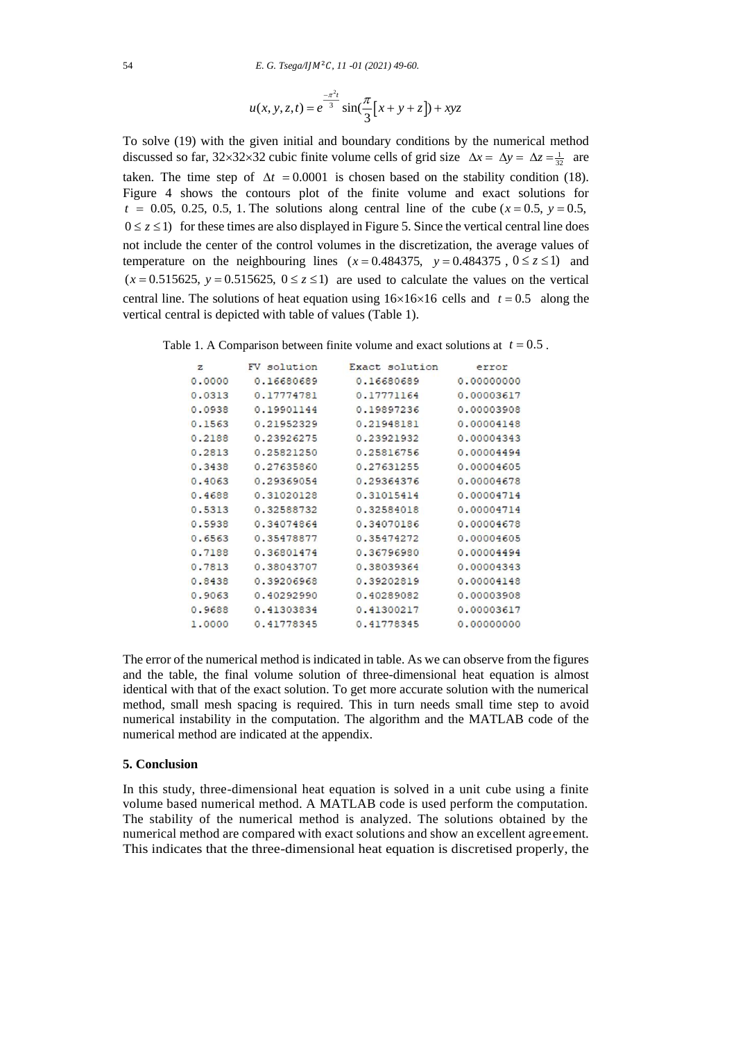$$u(x,y,z,t) = e^{\frac{-\pi^2 t}{3}} \sin(\frac{\pi}{3}\left[x+y+z\right]) + xyz$$

To solve (19) with the given initial and boundary conditions by the numerical method discussed so far, $32\times32\times32$ cubic finite volume cells of grid size $\Delta x = \Delta y = \Delta z = \frac{1}{32}$ are taken. The time step of $\Delta t = 0.0001$ is chosen based on the stability condition (18). Figure 4 shows the contours plot of the finite volume and exact solutions for $t$ = 0.05, 0.25, 0.5, 1. The solutions along central line of the cube ($x = 0.5$, $y = 0.5$, $0 \le z \le 1$) for these times are also displayed in Figure 5. Since the vertical central line does not include the center of the control volumes in the discretization, the average values of temperature on the neighbouring lines ($x = 0.484375$, $y = 0.484375$, $0 \le z \le 1$) and ($x = 0.515625$, $y = 0.515625$, $0 \le z \le 1$) are used to calculate the values on the vertical central line. The solutions of heat equation using $16\times16\times16$ cells and $t = 0.5$ along the vertical central is depicted with table of values (Table 1).

Table 1. A Comparison between finite volume and exact solutions at $t = 0.5$.

| z | FV solution | Exact solution | error |
|---|---|---|---|
| 0.0000 | 0.16680689 | 0.16680689 | 0.00000000 |
| 0.0313 | 0.17774781 | 0.17771164 | 0.00003617 |
| 0.0938 | 0.19901144 | 0.19897236 | 0.00003908 |
| 0.1563 | 0.21952329 | 0.21948181 | 0.00004148 |
| 0.2188 | 0.23926275 | 0.23921932 | 0.00004343 |
| 0.2813 | 0.25821250 | 0.25816756 | 0.00004494 |
| 0.3438 | 0.27635860 | 0.27631255 | 0.00004605 |
| 0.4063 | 0.29369054 | 0.29364376 | 0.00004678 |
| 0.4688 | 0.31020128 | 0.31015414 | 0.00004714 |
| 0.5313 | 0.32588732 | 0.32584018 | 0.00004714 |
| 0.5938 | 0.34074864 | 0.34070186 | 0.00004678 |
| 0.6563 | 0.35478877 | 0.35474272 | 0.00004605 |
| 0.7188 | 0.36801474 | 0.36796980 | 0.00004494 |
| 0.7813 | 0.38043707 | 0.38039364 | 0.00004343 |
| 0.8438 | 0.39206968 | 0.39202819 | 0.00004148 |
| 0.9063 | 0.40292990 | 0.40289082 | 0.00003908 |
| 0.9688 | 0.41303834 | 0.41300217 | 0.00003617 |
| 1.0000 | 0.41778345 | 0.41778345 | 0.00000000 |

The error of the numerical method is indicated in table. As we can observe from the figures and the table, the final volume solution of three-dimensional heat equation is almost identical with that of the exact solution. To get more accurate solution with the numerical method, small mesh spacing is required. This in turn needs small time step to avoid numerical instability in the computation. The algorithm and the MATLAB code of the numerical method are indicated at the appendix.

## 5. Conclusion

In this study, three-dimensional heat equation is solved in a unit cube using a finite volume based numerical method. A MATLAB code is used perform the computation. The stability of the numerical method is analyzed. The solutions obtained by the numerical method are compared with exact solutions and show an excellent agreement. This indicates that the three-dimensional heat equation is discretised properly, the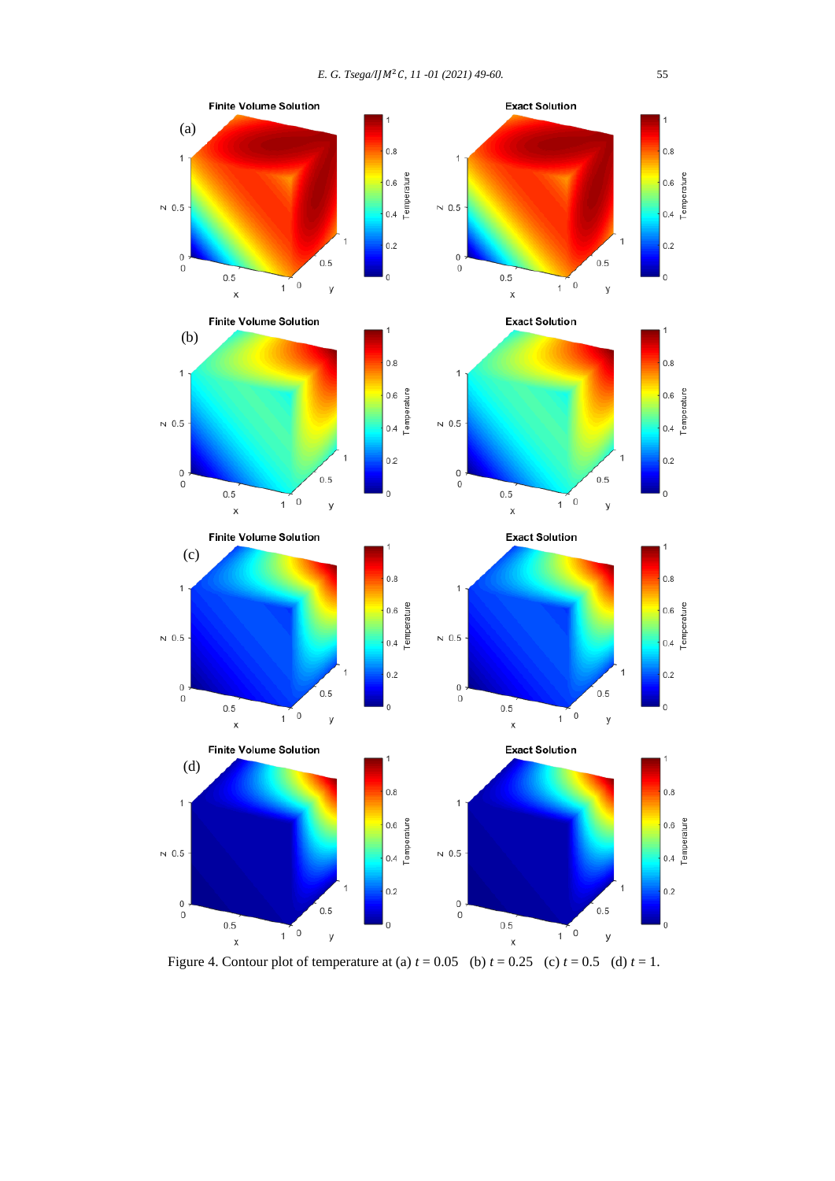Figure 4. Contour plot of temperature at (a) $t = 0.05$ (b) $t = 0.25$ (c) $t = 0.5$ (d) $t = 1$.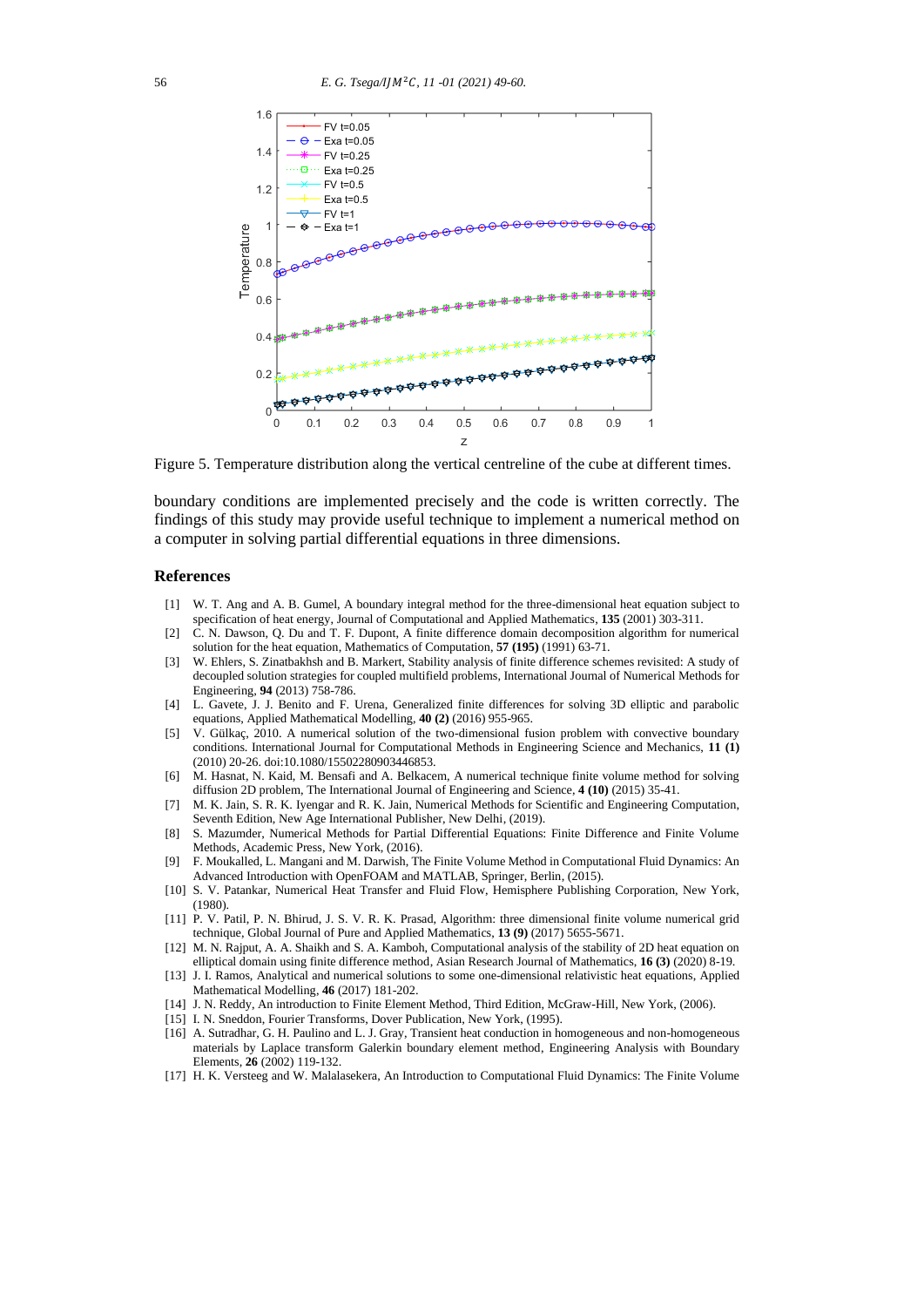Figure 5. Temperature distribution along the vertical centreline of the cube at different times.

boundary conditions are implemented precisely and the code is written correctly. The findings of this study may provide useful technique to implement a numerical method on a computer in solving partial differential equations in three dimensions.

## References

[1] W. T. Ang and A. B. Gumel, A boundary integral method for the three-dimensional heat equation subject to specification of heat energy, Journal of Computational and Applied Mathematics, **135** (2001) 303-311.

[2] C. N. Dawson, Q. Du and T. F. Dupont, A finite difference domain decomposition algorithm for numerical solution for the heat equation, Mathematics of Computation, **57 (195)** (1991) 63-71.

[3] W. Ehlers, S. Zinatbakhsh and B. Markert, Stability analysis of finite difference schemes revisited: A study of decoupled solution strategies for coupled multifield problems, International Journal of Numerical Methods for Engineering, **94** (2013) 758-786.

[4] L. Gavete, J. J. Benito and F. Urena, Generalized finite differences for solving 3D elliptic and parabolic equations, Applied Mathematical Modelling, **40 (2)** (2016) 955-965.

[5] V. Gülkaç, 2010. A numerical solution of the two-dimensional fusion problem with convective boundary conditions. International Journal for Computational Methods in Engineering Science and Mechanics, **11 (1)** (2010) 20-26. doi:10.1080/15502280903446853.

[6] M. Hasnat, N. Kaid, M. Bensafi and A. Belkacem, A numerical technique finite volume method for solving diffusion 2D problem, The International Journal of Engineering and Science, **4 (10)** (2015) 35-41.

[7] M. K. Jain, S. R. K. Iyengar and R. K. Jain, Numerical Methods for Scientific and Engineering Computation, Seventh Edition, New Age International Publisher, New Delhi, (2019).

[8] S. Mazumder, Numerical Methods for Partial Differential Equations: Finite Difference and Finite Volume Methods, Academic Press, New York, (2016).

[9] F. Moukalled, L. Mangani and M. Darwish, The Finite Volume Method in Computational Fluid Dynamics: An Advanced Introduction with OpenFOAM and MATLAB, Springer, Berlin, (2015).

[10] S. V. Patankar, Numerical Heat Transfer and Fluid Flow, Hemisphere Publishing Corporation, New York, (1980).

[11] P. V. Patil, P. N. Bhirud, J. S. V. R. K. Prasad, Algorithm: three dimensional finite volume numerical grid technique, Global Journal of Pure and Applied Mathematics, **13 (9)** (2017) 5655-5671.

[12] M. N. Rajput, A. A. Shaikh and S. A. Kamboh, Computational analysis of the stability of 2D heat equation on elliptical domain using finite difference method, Asian Research Journal of Mathematics, **16 (3)** (2020) 8-19.

[13] J. I. Ramos, Analytical and numerical solutions to some one-dimensional relativistic heat equations, Applied Mathematical Modelling, **46** (2017) 181-202.

[14] J. N. Reddy, An introduction to Finite Element Method, Third Edition, McGraw-Hill, New York, (2006).

[15] I. N. Sneddon, Fourier Transforms, Dover Publication, New York, (1995).

[16] A. Sutradhar, G. H. Paulino and L. J. Gray, Transient heat conduction in homogeneous and non-homogeneous materials by Laplace transform Galerkin boundary element method, Engineering Analysis with Boundary Elements, **26** (2002) 119-132.

[17] H. K. Versteeg and W. Malalasekera, An Introduction to Computational Fluid Dynamics: The Finite Volume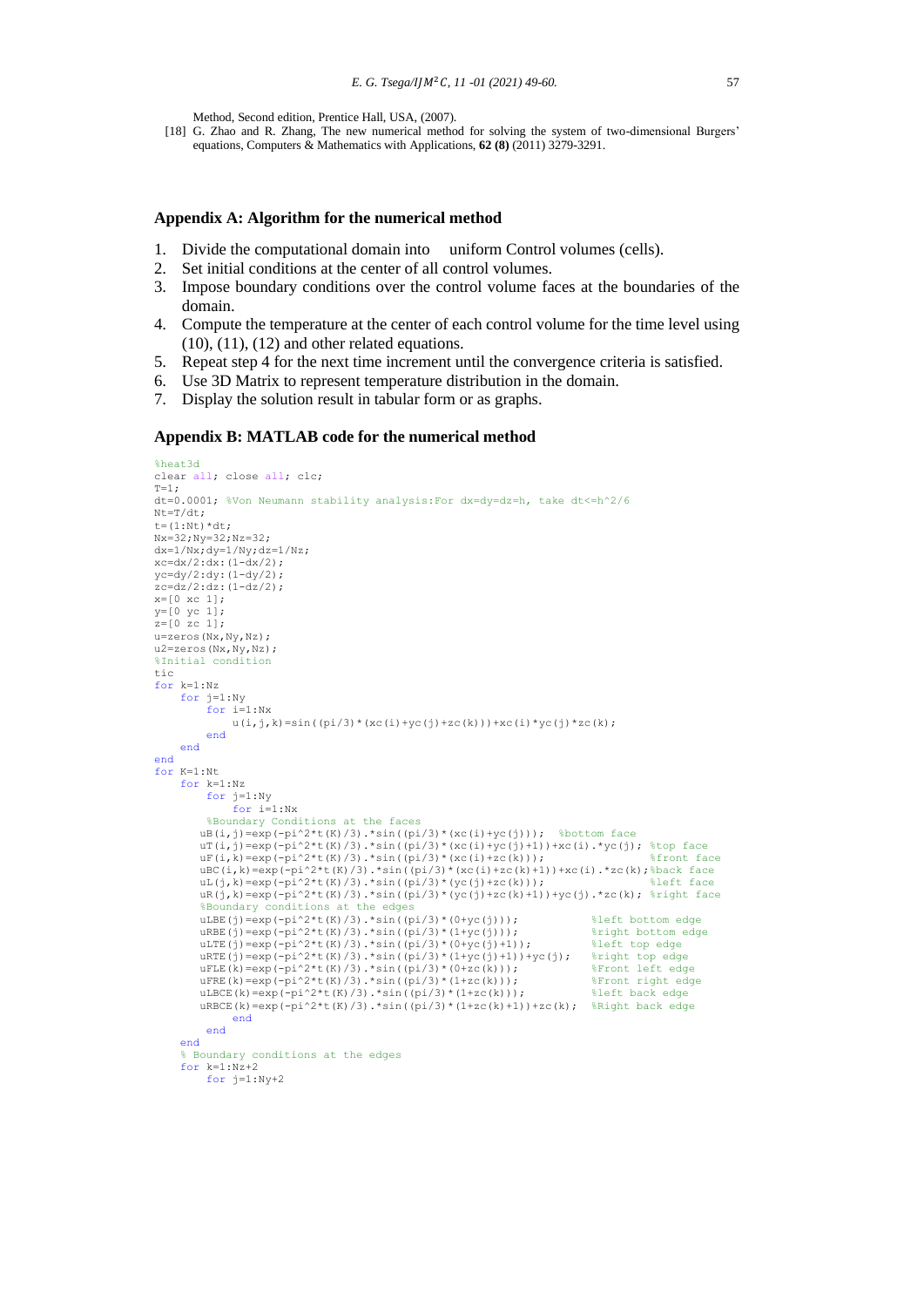Method, Second edition, Prentice Hall, USA, (2007).

[18] G. Zhao and R. Zhang, The new numerical method for solving the system of two-dimensional Burgers' equations, Computers & Mathematics with Applications, **62 (8)** (2011) 3279-3291.

## Appendix A: Algorithm for the numerical method

1. Divide the computational domain into uniform Control volumes (cells).
2. Set initial conditions at the center of all control volumes.
3. Impose boundary conditions over the control volume faces at the boundaries of the domain.
4. Compute the temperature at the center of each control volume for the time level using (10), (11), (12) and other related equations.
5. Repeat step 4 for the next time increment until the convergence criteria is satisfied.
6. Use 3D Matrix to represent temperature distribution in the domain.
7. Display the solution result in tabular form or as graphs.

## Appendix B: MATLAB code for the numerical method

```
%heat3d
clear all; close all; clc;
T=1;
dt=0.0001; %Von Neumann stability analysis:For dx=dy=dz=h, take dt<=h^2/6
Nt=T/dt;
t=(1:Nt)*dt;
Nx=32;Ny=32;Nz=32;
dx=1/Nx;dy=1/Ny;dz=1/Nz;
xc=dx/2:dx:(1-dx/2);
yc=dy/2:dy:(1-dy/2);
zc=dz/2:dz:(1-dz/2);
x=[0 xc 1];
y=[0 yc 1];
z=[0 zc 1];
u=zeros(Nx,Ny,Nz);
u2=zeros(Nx,Ny,Nz);
%Initial condition
tic
for k=1:Nz
    for j=1:Ny
        for i=1:Nx
            u(i,j,k)=sin((pi/3)*(xc(i)+yc(j)+zc(k)))+xc(i)*yc(j)*zc(k);
        end
    end
end
for K=1:Nt
    for k=1:Nz
        for j=1:Ny
            for i=1:Nx
        %Boundary Conditions at the faces
       uB(i,j)=exp(-pi^2*t(K)/3).*sin((pi/3)*(xc(i)+yc(j)));  %bottom face
       uT(i,j)=exp(-pi^2*t(K)/3).*sin((pi/3)*(xc(i)+yc(j)+1))+xc(i).*yc(j); %top face
       uF(i,k)=exp(-pi^2*t(K)/3).*sin((pi/3)*(xc(i)+zc(k)));               %front face
       uBC(i,k)=exp(-pi^2*t(K)/3).*sin((pi/3)*(xc(i)+zc(k)+1))+xc(i).*zc(k);%back face
       uL(j,k)=exp(-pi^2*t(K)/3).*sin((pi/3)*(yc(j)+zc(k)));               %left face
       uR(j,k)=exp(-pi^2*t(K)/3).*sin((pi/3)*(yc(j)+zc(k)+1))+yc(j).*zc(k); %right face
       %Boundary conditions at the edges
       uLBE(j)=exp(-pi^2*t(K)/3).*sin((pi/3)*(0+yc(j)));           %left bottom edge
       uRBE(j)=exp(-pi^2*t(K)/3).*sin((pi/3)*(1+yc(j)));           %right bottom edge
       uLTE(j)=exp(-pi^2*t(K)/3).*sin((pi/3)*(0+yc(j)+1));         %left top edge
       uRTE(j)=exp(-pi^2*t(K)/3).*sin((pi/3)*(1+yc(j)+1))+yc(j);   %right top edge
       uFLE(k)=exp(-pi^2*t(K)/3).*sin((pi/3)*(0+zc(k)));           %Front left edge
       uFRE(k)=exp(-pi^2*t(K)/3).*sin((pi/3)*(1+zc(k)));           %Front right edge
       uLBCE(k)=exp(-pi^2*t(K)/3).*sin((pi/3)*(1+zc(k)));          %left back edge
       uRBCE(k)=exp(-pi^2*t(K)/3).*sin((pi/3)*(1+zc(k)+1))+zc(k);  %Right back edge
            end
        end
    end
    % Boundary conditions at the edges
    for k=1:Nz+2
        for j=1:Ny+2
```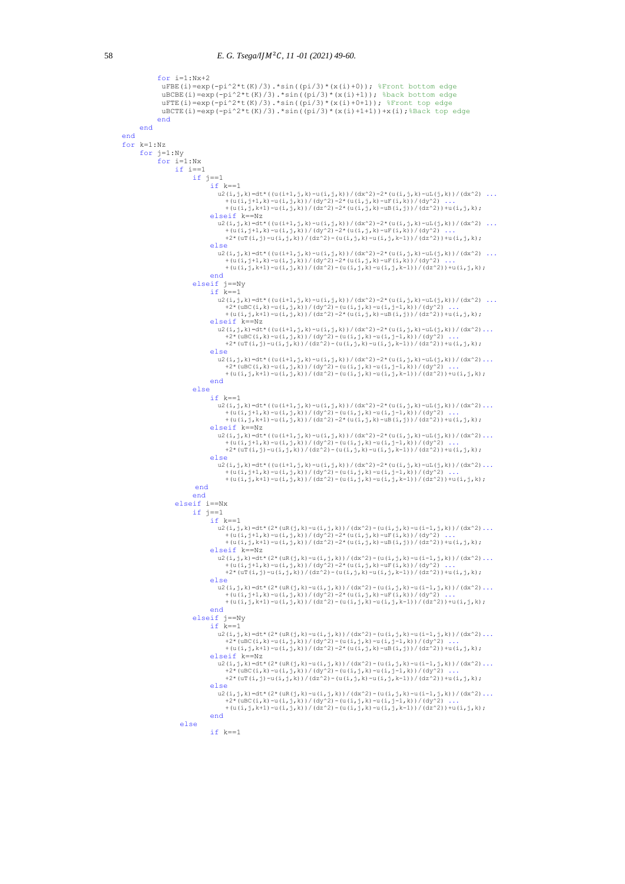```
        for i=1:Nx+2
         uFBE(i)=exp(-pi^2*t(K)/3).*sin((pi/3)*(x(i)+0)); %Front bottom edge
         uBCBE(i)=exp(-pi^2*t(K)/3).*sin((pi/3)*(x(i)+1)); %back bottom edge
         uFTE(i)=exp(-pi^2*t(K)/3).*sin((pi/3)*(x(i)+0+1)); %Front top edge
         uBCTE(i)=exp(-pi^2*t(K)/3).*sin((pi/3)*(x(i)+1+1))+x(i);%Back top edge
        end
    end
end
for k=1:Nz
    for j=1:Ny
        for i=1:Nx
            if i==1
                if j==1
                    if k==1
                      u2(i,j,k)=dt*((u(i+1,j,k)-u(i,j,k))/(dx^2)-2*(u(i,j,k)-uL(j,k))/(dx^2) ...
                        +(u(i,j+1,k)-u(i,j,k))/(dy^2)-2*(u(i,j,k)-uF(i,k))/(dy^2) ...
                        +(u(i,j,k+1)-u(i,j,k))/(dz^2)-2*(u(i,j,k)-uB(i,j))/(dz^2))+u(i,j,k);
                    elseif k==Nz
                      u2(i,j,k)=dt*((u(i+1,j,k)-u(i,j,k))/(dx^2)-2*(u(i,j,k)-uL(j,k))/(dx^2) ...
                        +(u(i,j+1,k)-u(i,j,k))/(dy^2)-2*(u(i,j,k)-uF(i,k))/(dy^2) ...
                        +2*(uT(i,j)-u(i,j,k))/(dz^2)-(u(i,j,k)-u(i,j,k-1))/(dz^2))+u(i,j,k);
                    else
                      u2(i,j,k)=dt*((u(i+1,j,k)-u(i,j,k))/(dx^2)-2*(u(i,j,k)-uL(j,k))/(dx^2) ...
                        +(u(i,j+1,k)-u(i,j,k))/(dy^2)-2*(u(i,j,k)-uF(i,k))/(dy^2) ...
                        +(u(i,j,k+1)-u(i,j,k))/(dz^2)-(u(i,j,k)-u(i,j,k-1))/(dz^2))+u(i,j,k);
                    end
                elseif j==Ny
                    if k==1
                      u2(i,j,k)=dt*((u(i+1,j,k)-u(i,j,k))/(dx^2)-2*(u(i,j,k)-uL(j,k))/(dx^2) ...
                        +2*(uBC(i,k)-u(i,j,k))/(dy^2)-(u(i,j,k)-u(i,j-1,k))/(dy^2) ...
                        +(u(i,j,k+1)-u(i,j,k))/(dz^2)-2*(u(i,j,k)-uB(i,j))/(dz^2))+u(i,j,k);
                    elseif k==Nz
                      u2(i,j,k)=dt*((u(i+1,j,k)-u(i,j,k))/(dx^2)-2*(u(i,j,k)-uL(j,k))/(dx^2)...
                        +2*(uBC(i,k)-u(i,j,k))/(dy^2)-(u(i,j,k)-u(i,j-1,k))/(dy^2) ...
                        +2*(uT(i,j)-u(i,j,k))/(dz^2)-(u(i,j,k)-u(i,j,k-1))/(dz^2))+u(i,j,k);
                    else
                      u2(i,j,k)=dt*((u(i+1,j,k)-u(i,j,k))/(dx^2)-2*(u(i,j,k)-uL(j,k))/(dx^2)...
                        +2*(uBC(i,k)-u(i,j,k))/(dy^2)-(u(i,j,k)-u(i,j-1,k))/(dy^2) ...
                        +(u(i,j,k+1)-u(i,j,k))/(dz^2)-(u(i,j,k)-u(i,j,k-1))/(dz^2))+u(i,j,k);
                    end
                else
                    if k==1
                      u2(i,j,k)=dt*((u(i+1,j,k)-u(i,j,k))/(dx^2)-2*(u(i,j,k)-uL(j,k))/(dx^2)...
                        +(u(i,j+1,k)-u(i,j,k))/(dy^2)-(u(i,j,k)-u(i,j-1,k))/(dy^2) ...
                        +(u(i,j,k+1)-u(i,j,k))/(dz^2)-2*(u(i,j,k)-uB(i,j))/(dz^2))+u(i,j,k);
                    elseif k==Nz
                      u2(i,j,k)=dt*((u(i+1,j,k)-u(i,j,k))/(dx^2)-2*(u(i,j,k)-uL(j,k))/(dx^2)...
                        +(u(i,j+1,k)-u(i,j,k))/(dy^2)-(u(i,j,k)-u(i,j-1,k))/(dy^2) ...
                        +2*(uT(i,j)-u(i,j,k))/(dz^2)-(u(i,j,k)-u(i,j,k-1))/(dz^2))+u(i,j,k);
                    else
                      u2(i,j,k)=dt*((u(i+1,j,k)-u(i,j,k))/(dx^2)-2*(u(i,j,k)-uL(j,k))/(dx^2)...
                        +(u(i,j+1,k)-u(i,j,k))/(dy^2)-(u(i,j,k)-u(i,j-1,k))/(dy^2) ...
                        +(u(i,j,k+1)-u(i,j,k))/(dz^2)-(u(i,j,k)-u(i,j,k-1))/(dz^2))+u(i,j,k);
                 end
                end
            elseif i==Nx
                if j==1
                    if k==1
                      u2(i,j,k)=dt*(2*(uR(j,k)-u(i,j,k))/(dx^2)-(u(i,j,k)-u(i-1,j,k))/(dx^2)...
                        +(u(i,j+1,k)-u(i,j,k))/(dy^2)-2*(u(i,j,k)-uF(i,k))/(dy^2) ...
                        +(u(i,j,k+1)-u(i,j,k))/(dz^2)-2*(u(i,j,k)-uB(i,j))/(dz^2))+u(i,j,k);
                    elseif k==Nz
                      u2(i,j,k)=dt*(2*(uR(j,k)-u(i,j,k))/(dx^2)-(u(i,j,k)-u(i-1,j,k))/(dx^2)...
                        +(u(i,j+1,k)-u(i,j,k))/(dy^2)-2*(u(i,j,k)-uF(i,k))/(dy^2) ...
                        +2*(uT(i,j)-u(i,j,k))/(dz^2)-(u(i,j,k)-u(i,j,k-1))/(dz^2))+u(i,j,k);
                    else
                      u2(i,j,k)=dt*(2*(uR(j,k)-u(i,j,k))/(dx^2)-(u(i,j,k)-u(i-1,j,k))/(dx^2)...
                        +(u(i,j+1,k)-u(i,j,k))/(dy^2)-2*(u(i,j,k)-uF(i,k))/(dy^2) ...
                        +(u(i,j,k+1)-u(i,j,k))/(dz^2)-(u(i,j,k)-u(i,j,k-1))/(dz^2))+u(i,j,k);
                    end
                elseif j==Ny
                    if k==1
                      u2(i,j,k)=dt*(2*(uR(j,k)-u(i,j,k))/(dx^2)-(u(i,j,k)-u(i-1,j,k))/(dx^2)...
                        +2*(uBC(i,k)-u(i,j,k))/(dy^2)-(u(i,j,k)-u(i,j-1,k))/(dy^2) ...
                        +(u(i,j,k+1)-u(i,j,k))/(dz^2)-2*(u(i,j,k)-uB(i,j))/(dz^2))+u(i,j,k);
                    elseif k==Nz
                      u2(i,j,k)=dt*(2*(uR(j,k)-u(i,j,k))/(dx^2)-(u(i,j,k)-u(i-1,j,k))/(dx^2)...
                        +2*(uBC(i,k)-u(i,j,k))/(dy^2)-(u(i,j,k)-u(i,j-1,k))/(dy^2) ...
                        +2*(uT(i,j)-u(i,j,k))/(dz^2)-(u(i,j,k)-u(i,j,k-1))/(dz^2))+u(i,j,k);
                    else
                      u2(i,j,k)=dt*(2*(uR(j,k)-u(i,j,k))/(dx^2)-(u(i,j,k)-u(i-1,j,k))/(dx^2)...
                        +2*(uBC(i,k)-u(i,j,k))/(dy^2)-(u(i,j,k)-u(i,j-1,k))/(dy^2) ...
                        +(u(i,j,k+1)-u(i,j,k))/(dz^2)-(u(i,j,k)-u(i,j,k-1))/(dz^2))+u(i,j,k);
                    end
             else
                    if k==1
```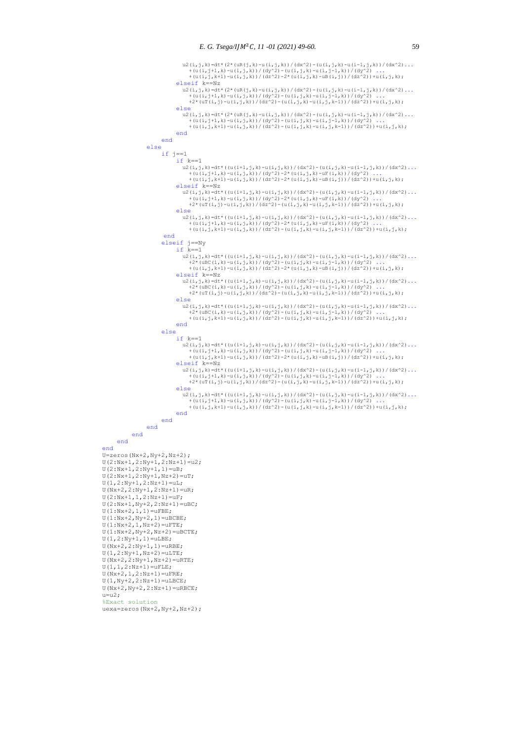```
                    u2(i,j,k)=dt*(2*(uR(j,k)-u(i,j,k))/(dx^2)-(u(i,j,k)-u(i-1,j,k))/(dx^2)...
                      +(u(i,j+1,k)-u(i,j,k))/(dy^2)-(u(i,j,k)-u(i,j-1,k))/(dy^2) ...
                      +(u(i,j,k+1)-u(i,j,k))/(dz^2)-2*(u(i,j,k)-uB(i,j))/(dz^2))+u(i,j,k);
                  elseif k==Nz
                    u2(i,j,k)=dt*(2*(uR(j,k)-u(i,j,k))/(dx^2)-(u(i,j,k)-u(i-1,j,k))/(dx^2)...
                      +(u(i,j+1,k)-u(i,j,k))/(dy^2)-(u(i,j,k)-u(i,j-1,k))/(dy^2) ...
                      +2*(uT(i,j)-u(i,j,k))/(dz^2)-(u(i,j,k)-u(i,j,k-1))/(dz^2))+u(i,j,k);
                  else
                    u2(i,j,k)=dt*(2*(uR(j,k)-u(i,j,k))/(dx^2)-(u(i,j,k)-u(i-1,j,k))/(dx^2)...
                      +(u(i,j+1,k)-u(i,j,k))/(dy^2)-(u(i,j,k)-u(i,j-1,k))/(dy^2) ...
                      +(u(i,j,k+1)-u(i,j,k))/(dz^2)-(u(i,j,k)-u(i,j,k-1))/(dz^2))+u(i,j,k);
                  end
              end
          else
              if j==1
                  if k==1
                    u2(i,j,k)=dt*((u(i+1,j,k)-u(i,j,k))/(dx^2)-(u(i,j,k)-u(i-1,j,k))/(dx^2)...
                      +(u(i,j+1,k)-u(i,j,k))/(dy^2)-2*(u(i,j,k)-uF(i,k))/(dy^2) ...
                      +(u(i,j,k+1)-u(i,j,k))/(dz^2)-2*(u(i,j,k)-uB(i,j))/(dz^2))+u(i,j,k);
                  elseif k==Nz
                    u2(i,j,k)=dt*((u(i+1,j,k)-u(i,j,k))/(dx^2)-(u(i,j,k)-u(i-1,j,k))/(dx^2)...
                      +(u(i,j+1,k)-u(i,j,k))/(dy^2)-2*(u(i,j,k)-uF(i,k))/(dy^2) ...
                      +2*(uT(i,j)-u(i,j,k))/(dz^2)-(u(i,j,k)-u(i,j,k-1))/(dz^2))+u(i,j,k);
                  else
                    u2(i,j,k)=dt*((u(i+1,j,k)-u(i,j,k))/(dx^2)-(u(i,j,k)-u(i-1,j,k))/(dx^2)...
                      +(u(i,j+1,k)-u(i,j,k))/(dy^2)-2*(u(i,j,k)-uF(i,k))/(dy^2) ...
                      +(u(i,j,k+1)-u(i,j,k))/(dz^2)-(u(i,j,k)-u(i,j,k-1))/(dz^2))+u(i,j,k);
                end
              elseif j==Ny
                  if k==1
                    u2(i,j,k)=dt*((u(i+1,j,k)-u(i,j,k))/(dx^2)-(u(i,j,k)-u(i-1,j,k))/(dx^2)...
                      +2*(uBC(i,k)-u(i,j,k))/(dy^2)-(u(i,j,k)-u(i,j-1,k))/(dy^2) ...
                      +(u(i,j,k+1)-u(i,j,k))/(dz^2)-2*(u(i,j,k)-uB(i,j))/(dz^2))+u(i,j,k);
                  elseif k==Nz
                    u2(i,j,k)=dt*((u(i+1,j,k)-u(i,j,k))/(dx^2)-(u(i,j,k)-u(i-1,j,k))/(dx^2)...
                      +2*(uBC(i,k)-u(i,j,k))/(dy^2)-(u(i,j,k)-u(i,j-1,k))/(dy^2) ...
                      +2*(uT(i,j)-u(i,j,k))/(dz^2)-(u(i,j,k)-u(i,j,k-1))/(dz^2))+u(i,j,k);
                  else
                    u2(i,j,k)=dt*((u(i+1,j,k)-u(i,j,k))/(dx^2)-(u(i,j,k)-u(i-1,j,k))/(dx^2)...
                      +2*(uBC(i,k)-u(i,j,k))/(dy^2)-(u(i,j,k)-u(i,j-1,k))/(dy^2) ...
                      +(u(i,j,k+1)-u(i,j,k))/(dz^2)-(u(i,j,k)-u(i,j,k-1))/(dz^2))+u(i,j,k);
                  end
              else
                  if k==1
                    u2(i,j,k)=dt*((u(i+1,j,k)-u(i,j,k))/(dx^2)-(u(i,j,k)-u(i-1,j,k))/(dx^2)...
                      +(u(i,j+1,k)-u(i,j,k))/(dy^2)-(u(i,j,k)-u(i,j-1,k))/(dy^2) ...
                      +(u(i,j,k+1)-u(i,j,k))/(dz^2)-2*(u(i,j,k)-uB(i,j))/(dz^2))+u(i,j,k);
                  elseif k==Nz
                    u2(i,j,k)=dt*((u(i+1,j,k)-u(i,j,k))/(dx^2)-(u(i,j,k)-u(i-1,j,k))/(dx^2)...
                      +(u(i,j+1,k)-u(i,j,k))/(dy^2)-(u(i,j,k)-u(i,j-1,k))/(dy^2) ...
                      +2*(uT(i,j)-u(i,j,k))/(dz^2)-(u(i,j,k)-u(i,j,k-1))/(dz^2))+u(i,j,k);
                  else
                    u2(i,j,k)=dt*((u(i+1,j,k)-u(i,j,k))/(dx^2)-(u(i,j,k)-u(i-1,j,k))/(dx^2)...
                      +(u(i,j+1,k)-u(i,j,k))/(dy^2)-(u(i,j,k)-u(i,j-1,k))/(dy^2) ...
                      +(u(i,j,k+1)-u(i,j,k))/(dz^2)-(u(i,j,k)-u(i,j,k-1))/(dz^2))+u(i,j,k);
                  end
              end
          end
      end
  end
end
U=zeros(Nx+2,Ny+2,Nz+2);
U(2:Nx+1,2:Ny+1,2:Nz+1)=u2;
U(2:Nx+1,2:Ny+1,1)=uB;
U(2:Nx+1,2:Ny+1,Nz+2)=uT;
U(1,2:Ny+1,2:Nz+1)=uL;
U(Nx+2,2:Ny+1,2:Nz+1)=uR;
U(2:Nx+1,1,2:Nz+1)=uF;
U(2:Nx+1,Ny+2,2:Nz+1)=uBC;
U(1:Nx+2,1,1)=uFBE;
U(1:Nx+2,Ny+2,1)=uBCBE;
U(1:Nx+2,1,Nz+2)=uFTE;
U(1:Nx+2,Ny+2,Nz+2)=uBCTE;
U(1,2:Ny+1,1)=uLBE;
U(Nx+2,2:Ny+1,1)=uRBE;
U(1,2:Ny+1,Nz+2)=uLTE;
U(Nx+2,2:Ny+1,Nz+2)=uRTE;
U(1,1,2:Nz+1)=uFLE;
U(Nx+2,1,2:Nz+1)=uFRE;
U(1,Ny+2,2:Nz+1)=uLBCE;
U(Nx+2,Ny+2,2:Nz+1)=uRBCE;
u=u2;
%Exact solution
uexa=zeros(Nx+2,Ny+2,Nz+2);
```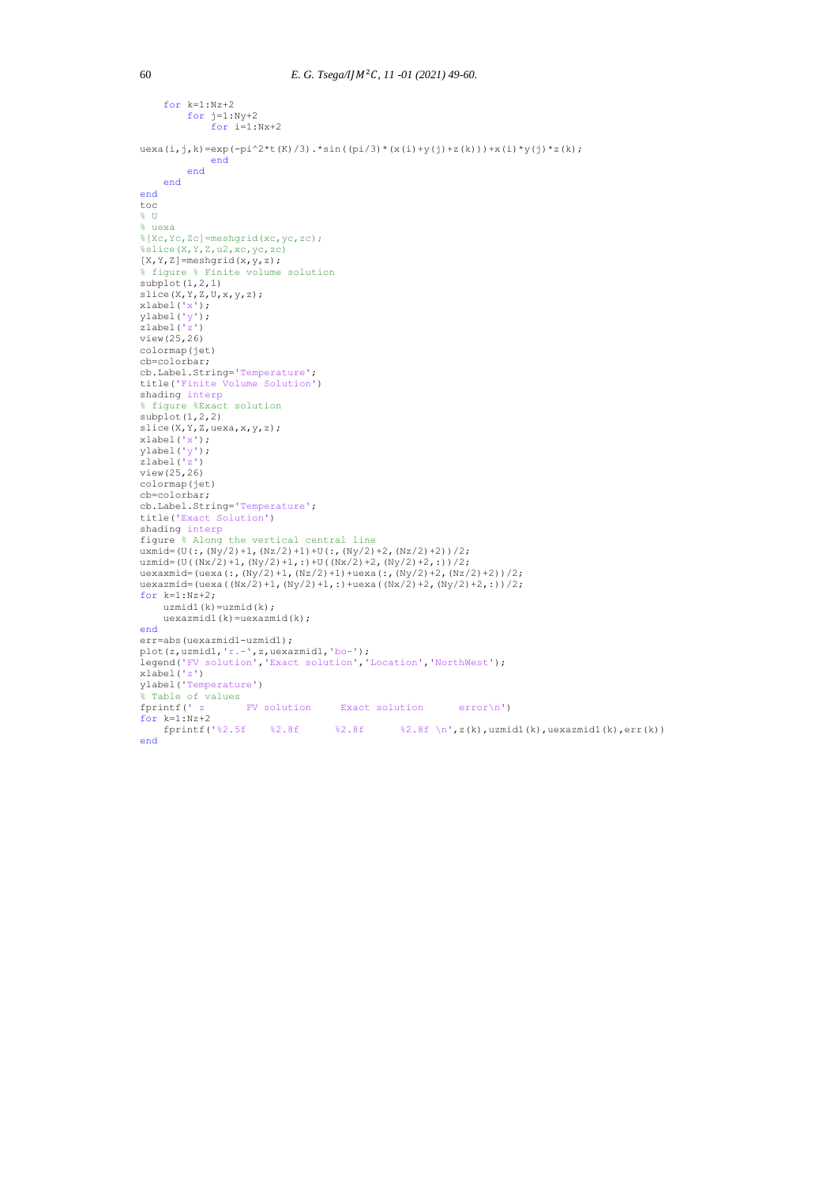```
    for k=1:Nz+2
        for j=1:Ny+2
            for i=1:Nx+2

uexa(i,j,k)=exp(-pi^2*t(K)/3).*sin((pi/3)*(x(i)+y(j)+z(k)))+x(i)*y(j)*z(k);
            end
        end
    end
end
toc
% U
% uexa
%[Xc,Yc,Zc]=meshgrid(xc,yc,zc);
%slice(X,Y,Z,u2,xc,yc,zc)
[X,Y,Z]=meshgrid(x,y,z);
% figure % Finite volume solution
subplot(1,2,1)
slice(X,Y,Z,U,x,y,z);
xlabel('x');
ylabel('y');
zlabel('z')
view(25,26)
colormap(jet)
cb=colorbar;
cb.Label.String='Temperature';
title('Finite Volume Solution')
shading interp
% figure %Exact solution
subplot(1,2,2)
slice(X,Y,Z,uexa,x,y,z);
xlabel('x');
ylabel('y');
zlabel('z')
view(25,26)
colormap(jet)
cb=colorbar;
cb.Label.String='Temperature';
title('Exact Solution')
shading interp
figure % Along the vertical central line
uxmid=(U(:,(Ny/2)+1,(Nz/2)+1)+U(:,(Ny/2)+2,(Nz/2)+2))/2;
uzmid=(U((Nx/2)+1,(Ny/2)+1,:)+U((Nx/2)+2,(Ny/2)+2,:))/2;
uexaxmid=(uexa(:,(Ny/2)+1,(Nz/2)+1)+uexa(:,(Ny/2)+2,(Nz/2)+2))/2;
uexazmid=(uexa((Nx/2)+1,(Ny/2)+1,:)+uexa((Nx/2)+2,(Ny/2)+2,:))/2;
for k=1:Nz+2;
    uzmid1(k)=uzmid(k);
    uexazmid1(k)=uexazmid(k);
end
err=abs(uexazmid1-uzmid1);
plot(z,uzmid1,'r.-',z,uexazmid1,'bo-');
legend('FV solution','Exact solution','Location','NorthWest');
xlabel('z')
ylabel('Temperature')
% Table of values
fprintf(' z       FV solution     Exact solution      error\n')
for k=1:Nz+2
    fprintf('%2.5f    %2.8f      %2.8f      %2.8f \n',z(k),uzmid1(k),uexazmid1(k),err(k))
end
```